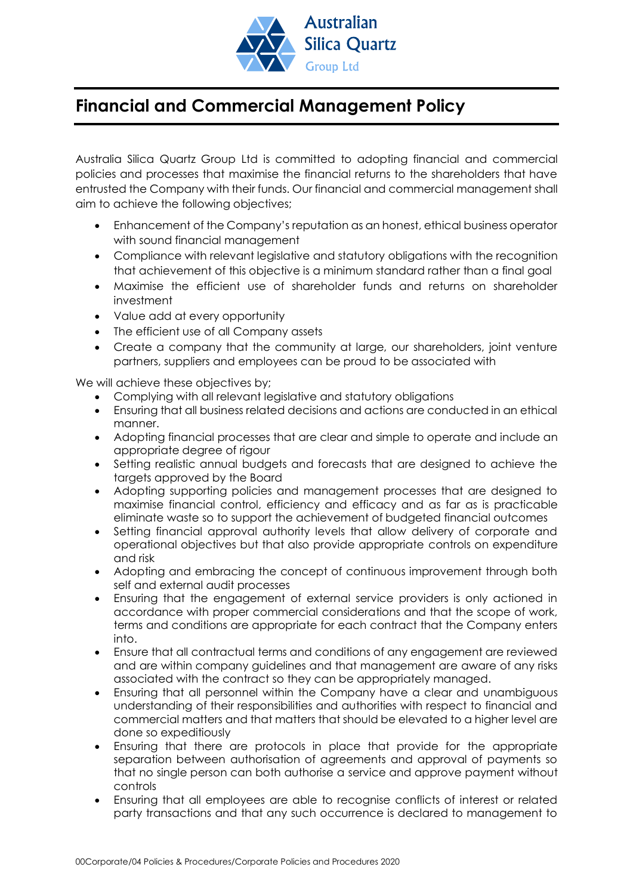Australian Silica Quartz Group Ltd

# Financial and Commercial Management Policy

Australia Silica Quartz Group Ltd is committed to adopting financial and commercial policies and processes that maximise the financial returns to the shareholders that have entrusted the Company with their funds. Our financial and commercial management shall aim to achieve the following objectives;

- Enhancement of the Company's reputation as an honest, ethical business operator with sound financial management
- Compliance with relevant legislative and statutory obligations with the recognition that achievement of this objective is a minimum standard rather than a final goal
- Maximise the efficient use of shareholder funds and returns on shareholder investment
- Value add at every opportunity
- The efficient use of all Company assets
- Create a company that the community at large, our shareholders, joint venture partners, suppliers and employees can be proud to be associated with

We will achieve these objectives by;

- Complying with all relevant legislative and statutory obligations
- Ensuring that all business related decisions and actions are conducted in an ethical manner.
- Adopting financial processes that are clear and simple to operate and include an appropriate degree of rigour
- Setting realistic annual budgets and forecasts that are designed to achieve the targets approved by the Board
- Adopting supporting policies and management processes that are designed to maximise financial control, efficiency and efficacy and as far as is practicable eliminate waste so to support the achievement of budgeted financial outcomes
- Setting financial approval authority levels that allow delivery of corporate and operational objectives but that also provide appropriate controls on expenditure and risk
- Adopting and embracing the concept of continuous improvement through both self and external audit processes
- Ensuring that the engagement of external service providers is only actioned in accordance with proper commercial considerations and that the scope of work, terms and conditions are appropriate for each contract that the Company enters into.
- Ensure that all contractual terms and conditions of any engagement are reviewed and are within company guidelines and that management are aware of any risks associated with the contract so they can be appropriately managed.
- Ensuring that all personnel within the Company have a clear and unambiguous understanding of their responsibilities and authorities with respect to financial and commercial matters and that matters that should be elevated to a higher level are done so expeditiously
- Ensuring that there are protocols in place that provide for the appropriate separation between authorisation of agreements and approval of payments so that no single person can both authorise a service and approve payment without controls
- Ensuring that all employees are able to recognise conflicts of interest or related party transactions and that any such occurrence is declared to management to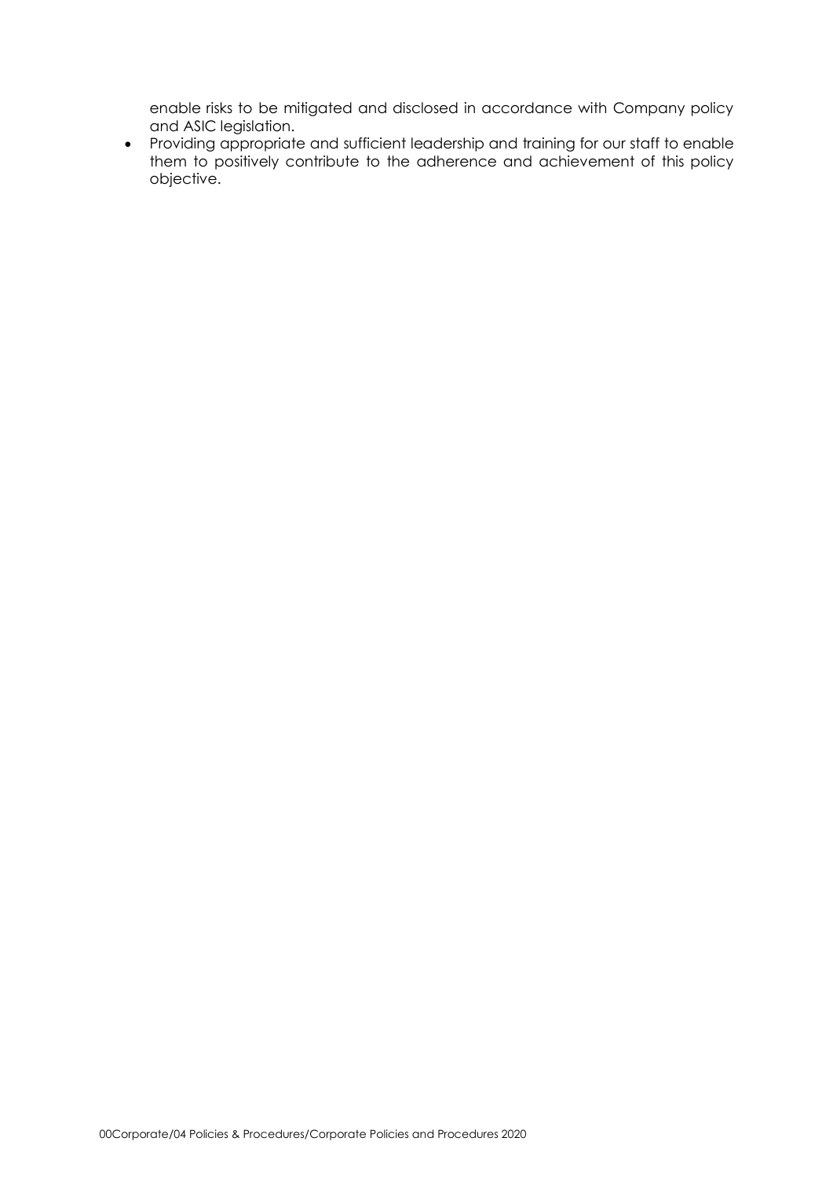enable risks to be mitigated and disclosed in accordance with Company policy and ASIC legislation.

- Providing appropriate and sufficient leadership and training for our staff to enable them to positively contribute to the adherence and achievement of this policy objective.